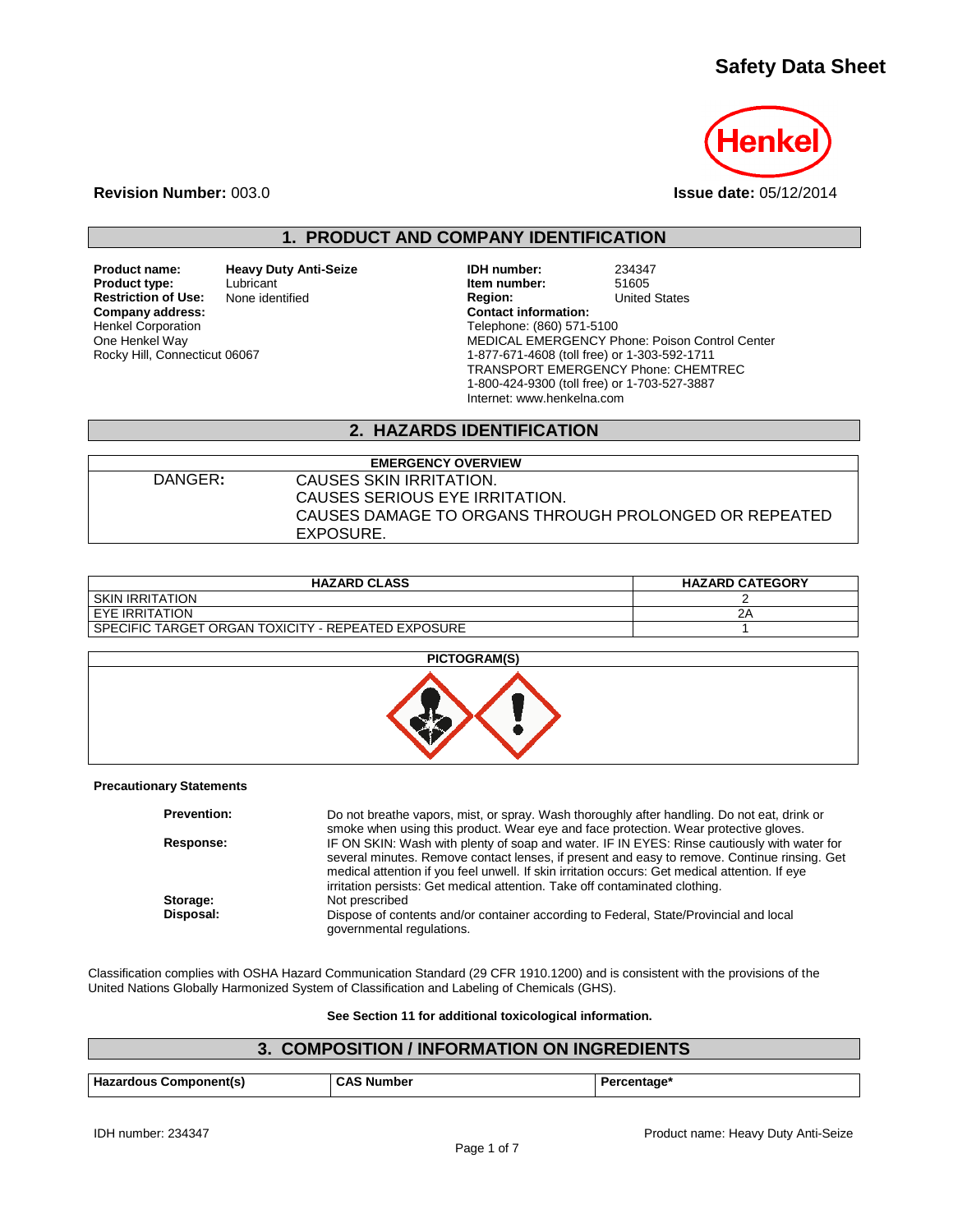# Safety Data Sheet

**Revision Number:** 003.0

**Issue date:** 05/12/2014

## 1. PRODUCT AND COMPANY IDENTIFICATION

**Product name:** Heavy Duty Anti-Seize
**Product type:** Lubricant
**Restriction of Use:** None identified
**Company address:**
Henkel Corporation
One Henkel Way
Rocky Hill, Connecticut 06067

**IDH number:** 234347
**Item number:** 51605
**Region:** United States
**Contact information:**
Telephone: (860) 571-5100
MEDICAL EMERGENCY Phone: Poison Control Center
1-877-671-4608 (toll free) or 1-303-592-1711
TRANSPORT EMERGENCY Phone: CHEMTREC
1-800-424-9300 (toll free) or 1-703-527-3887
Internet: www.henkelna.com

## 2. HAZARDS IDENTIFICATION

| EMERGENCY OVERVIEW | |
|---|---|
| DANGER: | CAUSES SKIN IRRITATION.<br>CAUSES SERIOUS EYE IRRITATION.<br>CAUSES DAMAGE TO ORGANS THROUGH PROLONGED OR REPEATED EXPOSURE. |

| HAZARD CLASS | HAZARD CATEGORY |
|---|---|
| SKIN IRRITATION | 2 |
| EYE IRRITATION | 2A |
| SPECIFIC TARGET ORGAN TOXICITY - REPEATED EXPOSURE | 1 |

**PICTOGRAM(S)**

**Precautionary Statements**

**Prevention:** Do not breathe vapors, mist, or spray. Wash thoroughly after handling. Do not eat, drink or smoke when using this product. Wear eye and face protection. Wear protective gloves.

**Response:** IF ON SKIN: Wash with plenty of soap and water. IF IN EYES: Rinse cautiously with water for several minutes. Remove contact lenses, if present and easy to remove. Continue rinsing. Get medical attention if you feel unwell. If skin irritation occurs: Get medical attention. If eye irritation persists: Get medical attention. Take off contaminated clothing.

**Storage:** Not prescribed

**Disposal:** Dispose of contents and/or container according to Federal, State/Provincial and local governmental regulations.

Classification complies with OSHA Hazard Communication Standard (29 CFR 1910.1200) and is consistent with the provisions of the United Nations Globally Harmonized System of Classification and Labeling of Chemicals (GHS).

**See Section 11 for additional toxicological information.**

## 3. COMPOSITION / INFORMATION ON INGREDIENTS

| Hazardous Component(s) | CAS Number | Percentage* |
|---|---|---|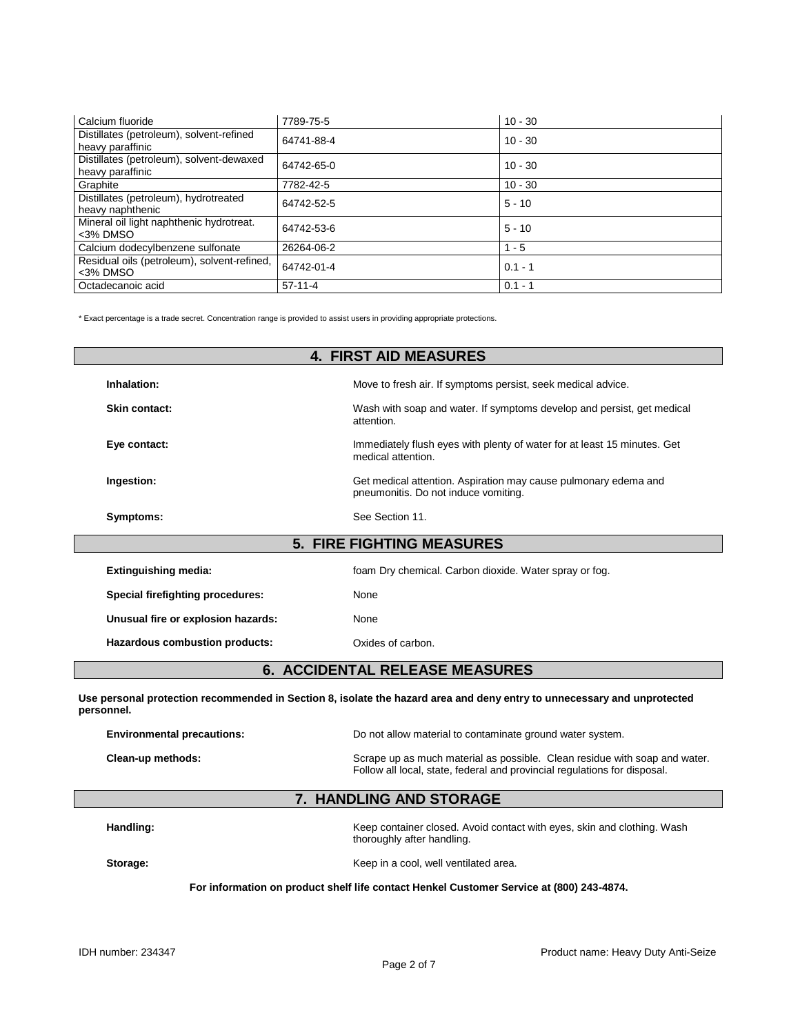| Calcium fluoride | 7789-75-5 | 10 - 30 |
|---|---|---|
| Distillates (petroleum), solvent-refined heavy paraffinic | 64741-88-4 | 10 - 30 |
| Distillates (petroleum), solvent-dewaxed heavy paraffinic | 64742-65-0 | 10 - 30 |
| Graphite | 7782-42-5 | 10 - 30 |
| Distillates (petroleum), hydrotreated heavy naphthenic | 64742-52-5 | 5 - 10 |
| Mineral oil light naphthenic hydrotreat. <3% DMSO | 64742-53-6 | 5 - 10 |
| Calcium dodecylbenzene sulfonate | 26264-06-2 | 1 - 5 |
| Residual oils (petroleum), solvent-refined, <3% DMSO | 64742-01-4 | 0.1 - 1 |
| Octadecanoic acid | 57-11-4 | 0.1 - 1 |

* Exact percentage is a trade secret. Concentration range is provided to assist users in providing appropriate protections.

## 4. FIRST AID MEASURES

**Inhalation:** Move to fresh air. If symptoms persist, seek medical advice.

**Skin contact:** Wash with soap and water. If symptoms develop and persist, get medical attention.

**Eye contact:** Immediately flush eyes with plenty of water for at least 15 minutes. Get medical attention.

**Ingestion:** Get medical attention. Aspiration may cause pulmonary edema and pneumonitis. Do not induce vomiting.

**Symptoms:** See Section 11.

## 5. FIRE FIGHTING MEASURES

**Extinguishing media:** foam Dry chemical. Carbon dioxide. Water spray or fog.

**Special firefighting procedures:** None

**Unusual fire or explosion hazards:** None

**Hazardous combustion products:** Oxides of carbon.

## 6. ACCIDENTAL RELEASE MEASURES

**Use personal protection recommended in Section 8, isolate the hazard area and deny entry to unnecessary and unprotected personnel.**

**Environmental precautions:** Do not allow material to contaminate ground water system.

**Clean-up methods:** Scrape up as much material as possible. Clean residue with soap and water. Follow all local, state, federal and provincial regulations for disposal.

## 7. HANDLING AND STORAGE

**Handling:** Keep container closed. Avoid contact with eyes, skin and clothing. Wash thoroughly after handling.

**Storage:** Keep in a cool, well ventilated area.

**For information on product shelf life contact Henkel Customer Service at (800) 243-4874.**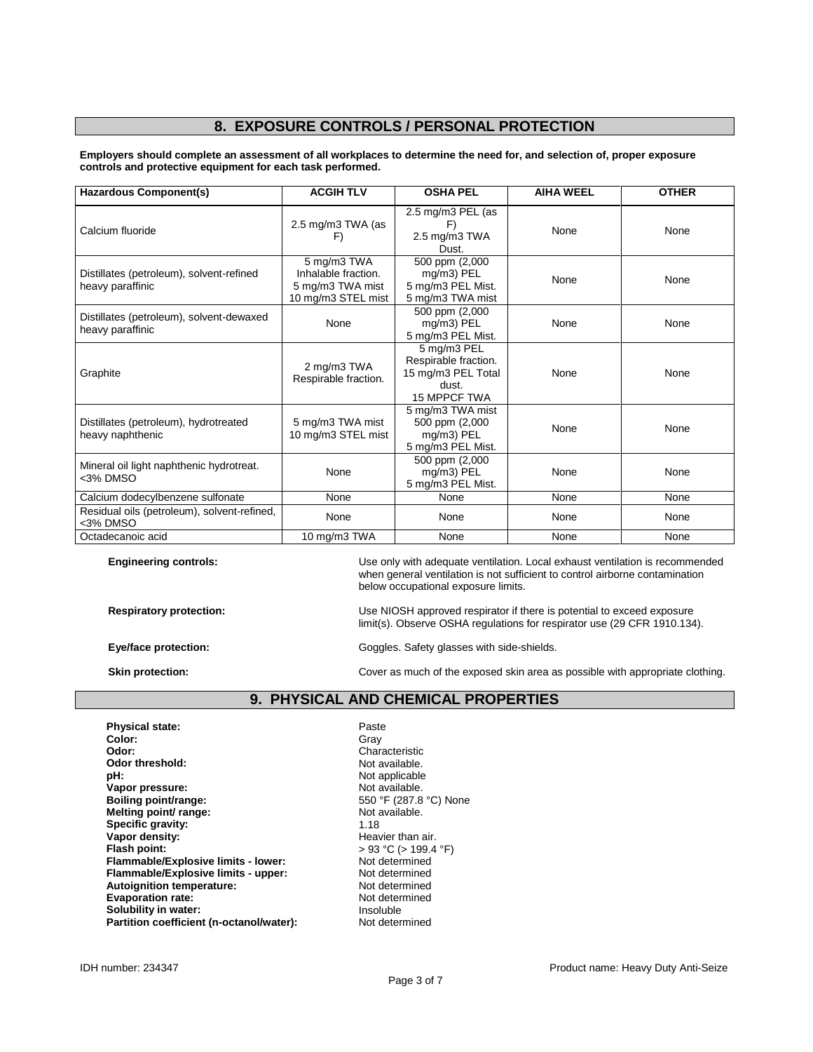## 8. EXPOSURE CONTROLS / PERSONAL PROTECTION

**Employers should complete an assessment of all workplaces to determine the need for, and selection of, proper exposure controls and protective equipment for each task performed.**

| Hazardous Component(s) | ACGIH TLV | OSHA PEL | AIHA WEEL | OTHER |
|---|---|---|---|---|
| Calcium fluoride | 2.5 mg/m3 TWA (as F) | 2.5 mg/m3 PEL (as F) 2.5 mg/m3 TWA Dust. | None | None |
| Distillates (petroleum), solvent-refined heavy paraffinic | 5 mg/m3 TWA Inhalable fraction. 5 mg/m3 TWA mist 10 mg/m3 STEL mist | 500 ppm (2,000 mg/m3) PEL 5 mg/m3 PEL Mist. 5 mg/m3 TWA mist | None | None |
| Distillates (petroleum), solvent-dewaxed heavy paraffinic | None | 500 ppm (2,000 mg/m3) PEL 5 mg/m3 PEL Mist. | None | None |
| Graphite | 2 mg/m3 TWA Respirable fraction. | 5 mg/m3 PEL Respirable fraction. 15 mg/m3 PEL Total dust. 15 MPPCF TWA | None | None |
| Distillates (petroleum), hydrotreated heavy naphthenic | 5 mg/m3 TWA mist 10 mg/m3 STEL mist | 5 mg/m3 TWA mist 500 ppm (2,000 mg/m3) PEL 5 mg/m3 PEL Mist. | None | None |
| Mineral oil light naphthenic hydrotreat. <3% DMSO | None | 500 ppm (2,000 mg/m3) PEL 5 mg/m3 PEL Mist. | None | None |
| Calcium dodecylbenzene sulfonate | None | None | None | None |
| Residual oils (petroleum), solvent-refined, <3% DMSO | None | None | None | None |
| Octadecanoic acid | 10 mg/m3 TWA | None | None | None |

**Engineering controls:** Use only with adequate ventilation. Local exhaust ventilation is recommended when general ventilation is not sufficient to control airborne contamination below occupational exposure limits.

**Respiratory protection:** Use NIOSH approved respirator if there is potential to exceed exposure limit(s). Observe OSHA regulations for respirator use (29 CFR 1910.134).

**Eye/face protection:** Goggles. Safety glasses with side-shields.

**Skin protection:** Cover as much of the exposed skin area as possible with appropriate clothing.

## 9. PHYSICAL AND CHEMICAL PROPERTIES

**Physical state:** Paste
**Color:** Gray
**Odor:** Characteristic
**Odor threshold:** Not available.
**pH:** Not applicable
**Vapor pressure:** Not available.
**Boiling point/range:** 550 °F (287.8 °C) None
**Melting point/ range:** Not available.
**Specific gravity:** 1.18
**Vapor density:** Heavier than air.
**Flash point:** > 93 °C (> 199.4 °F)
**Flammable/Explosive limits - lower:** Not determined
**Flammable/Explosive limits - upper:** Not determined
**Autoignition temperature:** Not determined
**Evaporation rate:** Not determined
**Solubility in water:** Insoluble
**Partition coefficient (n-octanol/water):** Not determined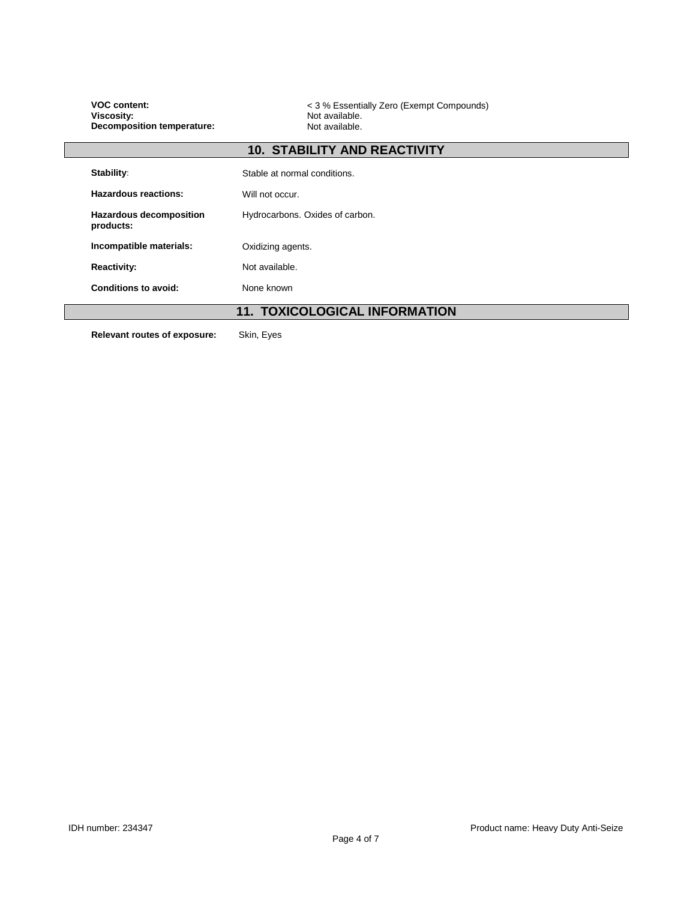**VOC content:** < 3 % Essentially Zero (Exempt Compounds)
**Viscosity:** Not available.
**Decomposition temperature:** Not available.

## 10. STABILITY AND REACTIVITY

**Stability:** Stable at normal conditions.

**Hazardous reactions:** Will not occur.

**Hazardous decomposition products:** Hydrocarbons. Oxides of carbon.

**Incompatible materials:** Oxidizing agents.

**Reactivity:** Not available.

**Conditions to avoid:** None known

## 11. TOXICOLOGICAL INFORMATION

**Relevant routes of exposure:** Skin, Eyes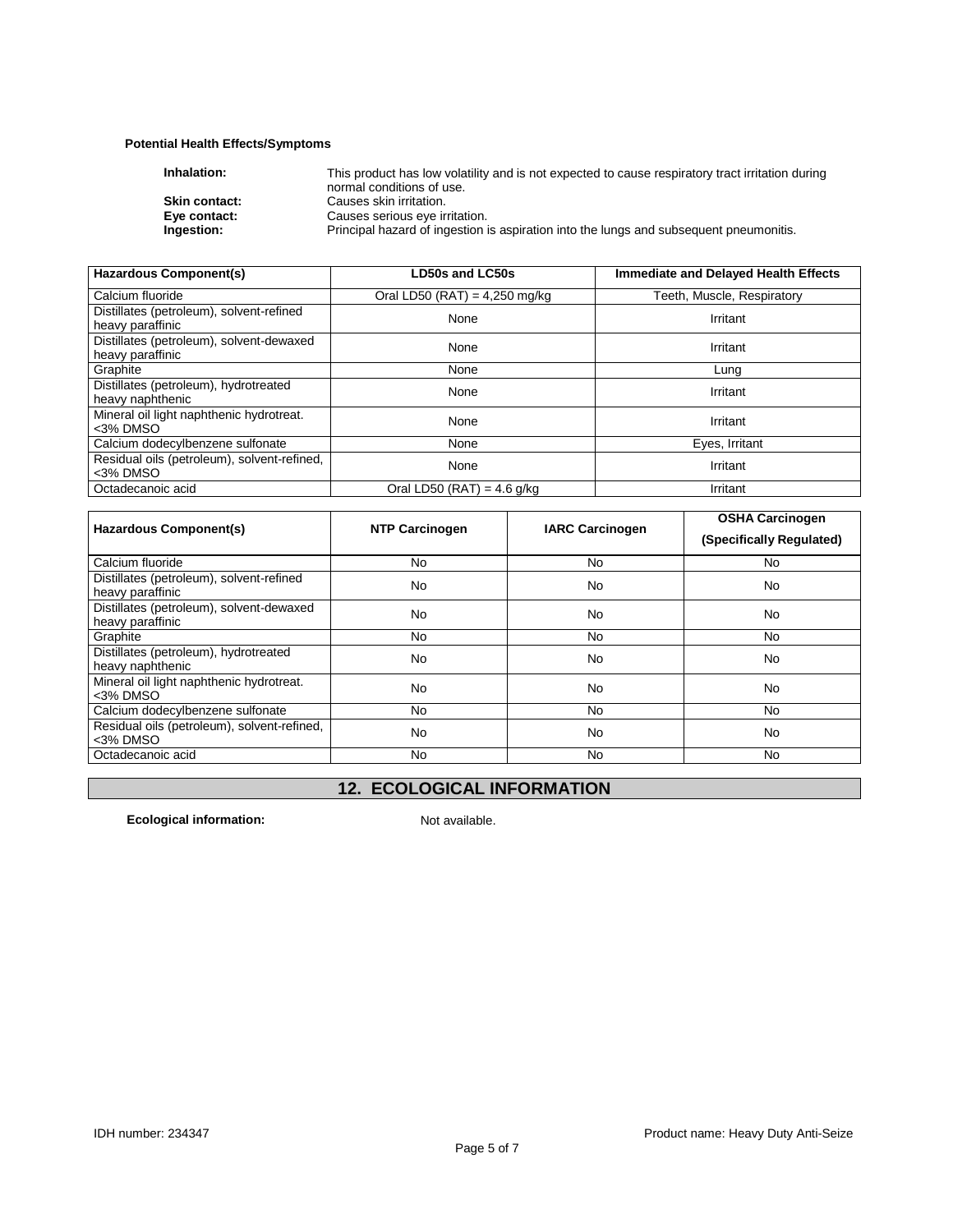**Potential Health Effects/Symptoms**

**Inhalation:** This product has low volatility and is not expected to cause respiratory tract irritation during normal conditions of use.

**Skin contact:** Causes skin irritation.

**Eye contact:** Causes serious eye irritation.

**Ingestion:** Principal hazard of ingestion is aspiration into the lungs and subsequent pneumonitis.

| Hazardous Component(s) | LD50s and LC50s | Immediate and Delayed Health Effects |
|---|---|---|
| Calcium fluoride | Oral LD50 (RAT) = 4,250 mg/kg | Teeth, Muscle, Respiratory |
| Distillates (petroleum), solvent-refined heavy paraffinic | None | Irritant |
| Distillates (petroleum), solvent-dewaxed heavy paraffinic | None | Irritant |
| Graphite | None | Lung |
| Distillates (petroleum), hydrotreated heavy naphthenic | None | Irritant |
| Mineral oil light naphthenic hydrotreat. <3% DMSO | None | Irritant |
| Calcium dodecylbenzene sulfonate | None | Eyes, Irritant |
| Residual oils (petroleum), solvent-refined, <3% DMSO | None | Irritant |
| Octadecanoic acid | Oral LD50 (RAT) = 4.6 g/kg | Irritant |

| Hazardous Component(s) | NTP Carcinogen | IARC Carcinogen | OSHA Carcinogen (Specifically Regulated) |
|---|---|---|---|
| Calcium fluoride | No | No | No |
| Distillates (petroleum), solvent-refined heavy paraffinic | No | No | No |
| Distillates (petroleum), solvent-dewaxed heavy paraffinic | No | No | No |
| Graphite | No | No | No |
| Distillates (petroleum), hydrotreated heavy naphthenic | No | No | No |
| Mineral oil light naphthenic hydrotreat. <3% DMSO | No | No | No |
| Calcium dodecylbenzene sulfonate | No | No | No |
| Residual oils (petroleum), solvent-refined, <3% DMSO | No | No | No |
| Octadecanoic acid | No | No | No |

## 12. ECOLOGICAL INFORMATION

**Ecological information:** Not available.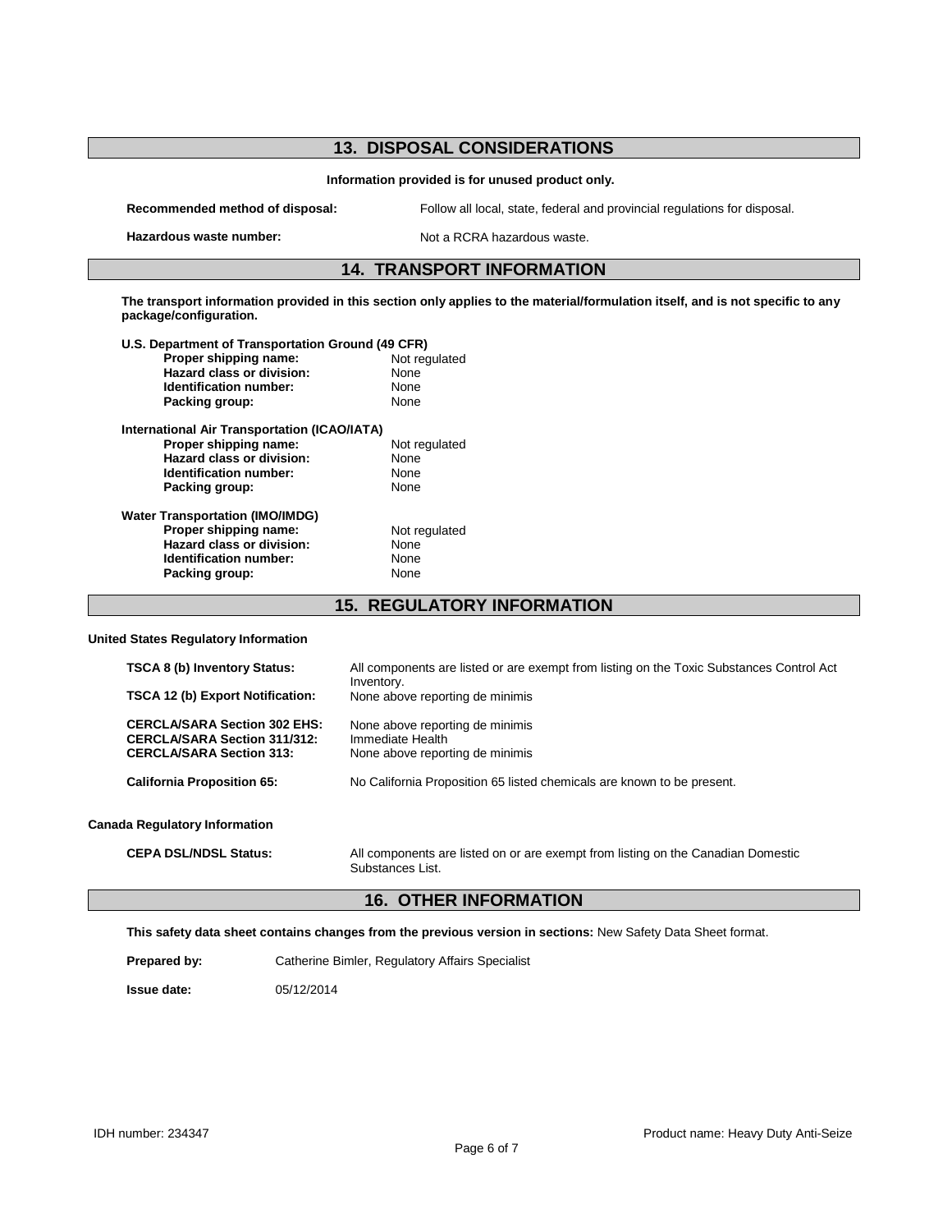## 13. DISPOSAL CONSIDERATIONS

**Information provided is for unused product only.**

**Recommended method of disposal:** Follow all local, state, federal and provincial regulations for disposal.

**Hazardous waste number:** Not a RCRA hazardous waste.

## 14. TRANSPORT INFORMATION

**The transport information provided in this section only applies to the material/formulation itself, and is not specific to any package/configuration.**

**U.S. Department of Transportation Ground (49 CFR)**

| | |
|---|---|
| **Proper shipping name:** | Not regulated |
| **Hazard class or division:** | None |
| **Identification number:** | None |
| **Packing group:** | None |

**International Air Transportation (ICAO/IATA)**

| | |
|---|---|
| **Proper shipping name:** | Not regulated |
| **Hazard class or division:** | None |
| **Identification number:** | None |
| **Packing group:** | None |

**Water Transportation (IMO/IMDG)**

| | |
|---|---|
| **Proper shipping name:** | Not regulated |
| **Hazard class or division:** | None |
| **Identification number:** | None |
| **Packing group:** | None |

## 15. REGULATORY INFORMATION

**United States Regulatory Information**

**TSCA 8 (b) Inventory Status:** All components are listed or are exempt from listing on the Toxic Substances Control Act Inventory.

**TSCA 12 (b) Export Notification:** None above reporting de minimis

**CERCLA/SARA Section 302 EHS:** None above reporting de minimis

**CERCLA/SARA Section 311/312:** Immediate Health

**CERCLA/SARA Section 313:** None above reporting de minimis

**California Proposition 65:** No California Proposition 65 listed chemicals are known to be present.

**Canada Regulatory Information**

**CEPA DSL/NDSL Status:** All components are listed on or are exempt from listing on the Canadian Domestic Substances List.

## 16. OTHER INFORMATION

**This safety data sheet contains changes from the previous version in sections:** New Safety Data Sheet format.

**Prepared by:** Catherine Bimler, Regulatory Affairs Specialist

**Issue date:** 05/12/2014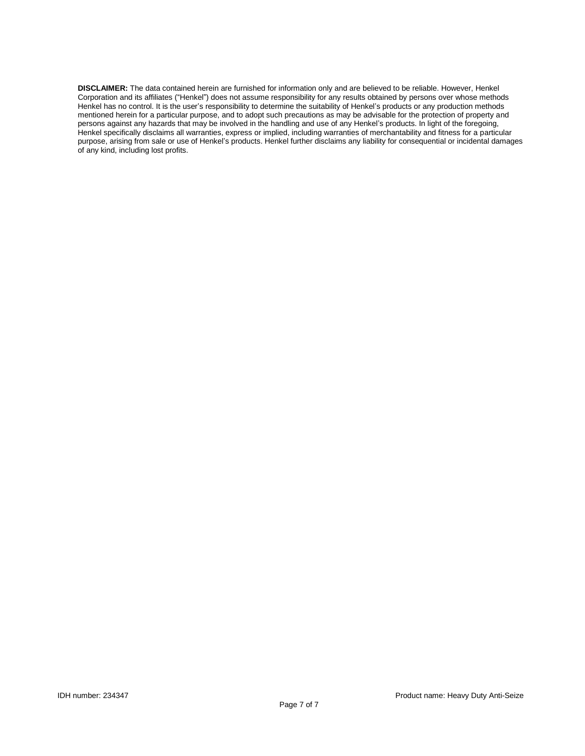**DISCLAIMER:** The data contained herein are furnished for information only and are believed to be reliable. However, Henkel Corporation and its affiliates ("Henkel") does not assume responsibility for any results obtained by persons over whose methods Henkel has no control. It is the user's responsibility to determine the suitability of Henkel's products or any production methods mentioned herein for a particular purpose, and to adopt such precautions as may be advisable for the protection of property and persons against any hazards that may be involved in the handling and use of any Henkel's products. In light of the foregoing, Henkel specifically disclaims all warranties, express or implied, including warranties of merchantability and fitness for a particular purpose, arising from sale or use of Henkel's products. Henkel further disclaims any liability for consequential or incidental damages of any kind, including lost profits.